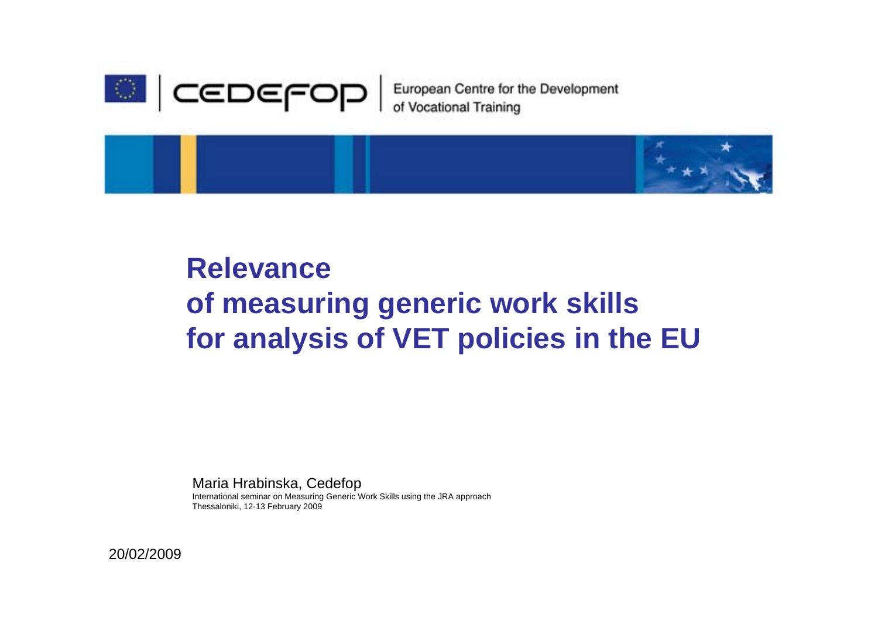CEDEFOP | European Centre for the Development of Vocational Training

# Relevance of measuring generic work skills for analysis of VET policies in the EU

Maria Hrabinska, Cedefop

International seminar on Measuring Generic Work Skills using the JRA approach

Thessaloniki, 12-13 February 2009

20/02/2009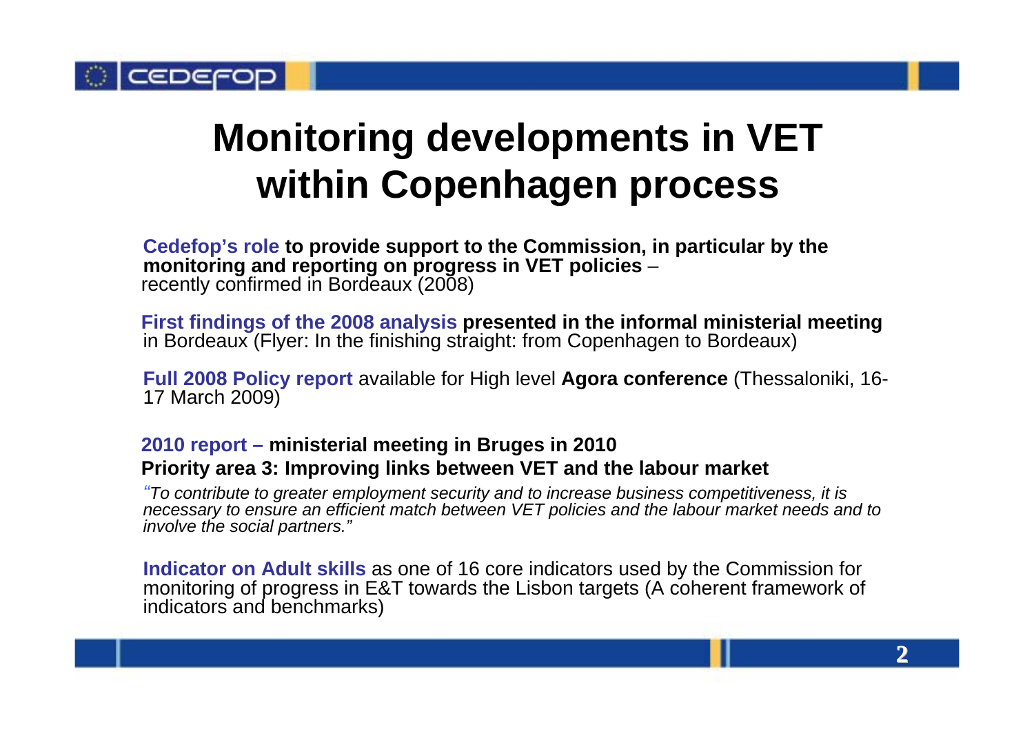# Monitoring developments in VET within Copenhagen process

**Cedefop's role to provide support to the Commission, in particular by the monitoring and reporting on progress in VET policies** – recently confirmed in Bordeaux (2008)

**First findings of the 2008 analysis presented in the informal ministerial meeting** in Bordeaux (Flyer: In the finishing straight: from Copenhagen to Bordeaux)

**Full 2008 Policy report** available for High level **Agora conference** (Thessaloniki, 16-17 March 2009)

**2010 report – ministerial meeting in Bruges in 2010**
**Priority area 3: Improving links between VET and the labour market**

*"To contribute to greater employment security and to increase business competitiveness, it is necessary to ensure an efficient match between VET policies and the labour market needs and to involve the social partners."*

**Indicator on Adult skills** as one of 16 core indicators used by the Commission for monitoring of progress in E&T towards the Lisbon targets (A coherent framework of indicators and benchmarks)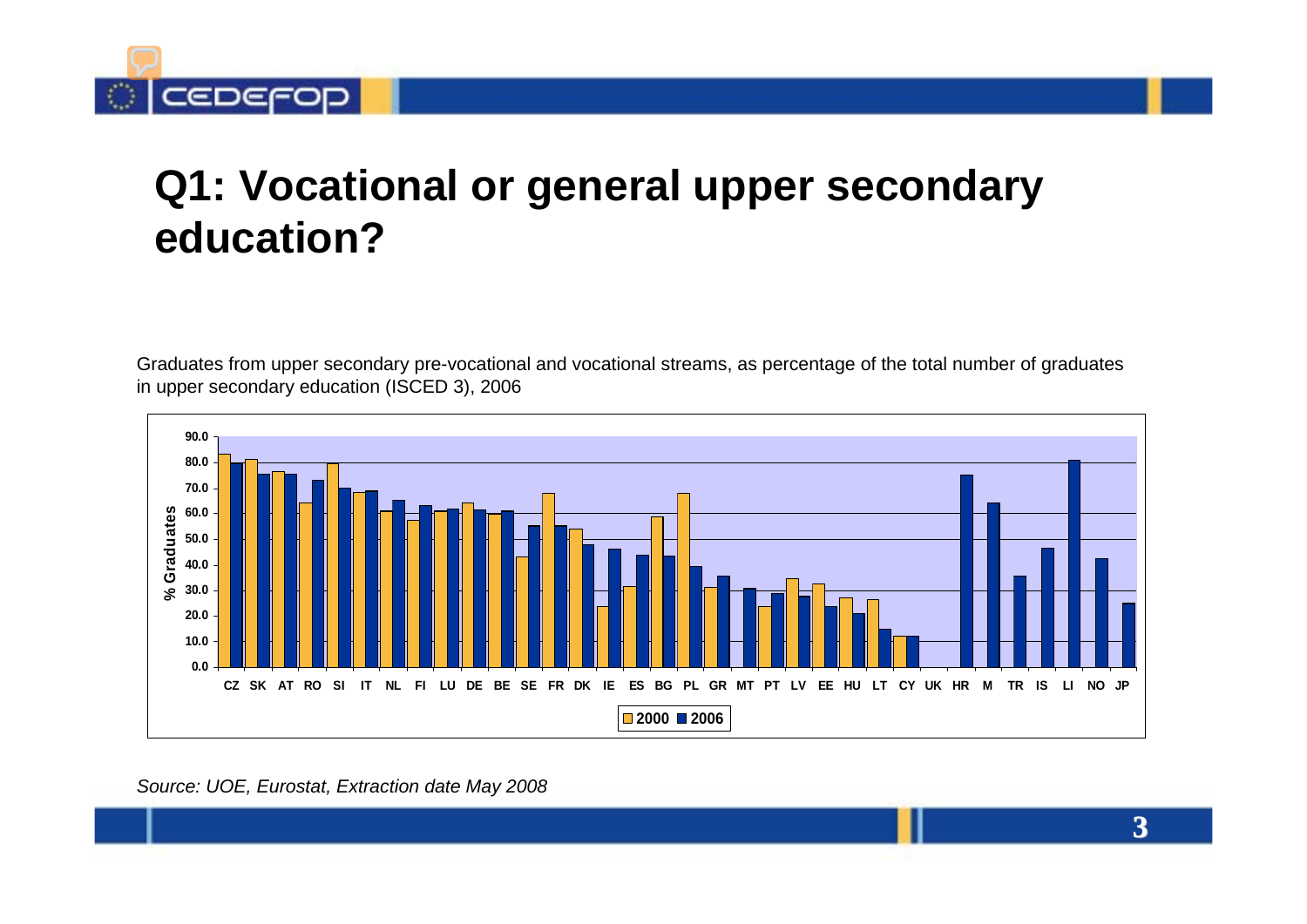# Q1: Vocational or general upper secondary education?

Graduates from upper secondary pre-vocational and vocational streams, as percentage of the total number of graduates in upper secondary education (ISCED 3), 2006

*Source: UOE, Eurostat, Extraction date May 2008*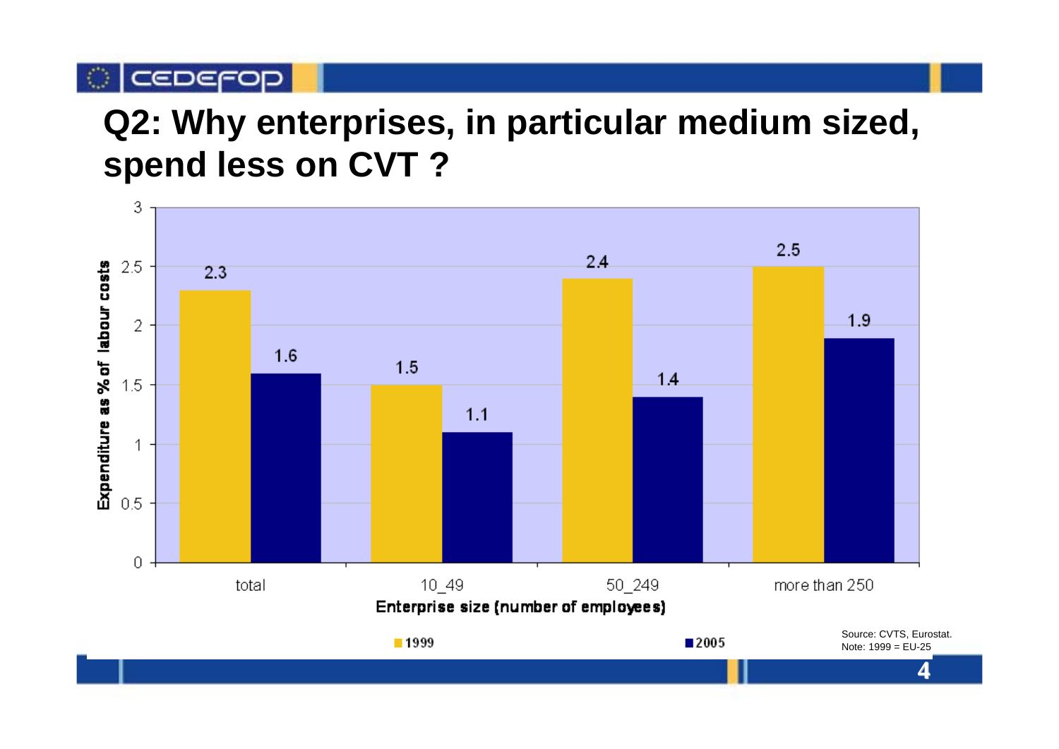# Q2: Why enterprises, in particular medium sized, spend less on CVT ?

| Enterprise size (number of employees) | 1999 | 2005 |
|---|---|---|
| total | 2.3 | 1.6 |
| 10_49 | 1.5 | 1.1 |
| 50_249 | 2.4 | 1.4 |
| more than 250 | 2.5 | 1.9 |

Expenditure as % of labour costs

Source: CVTS, Eurostat.
Note: 1999 = EU-25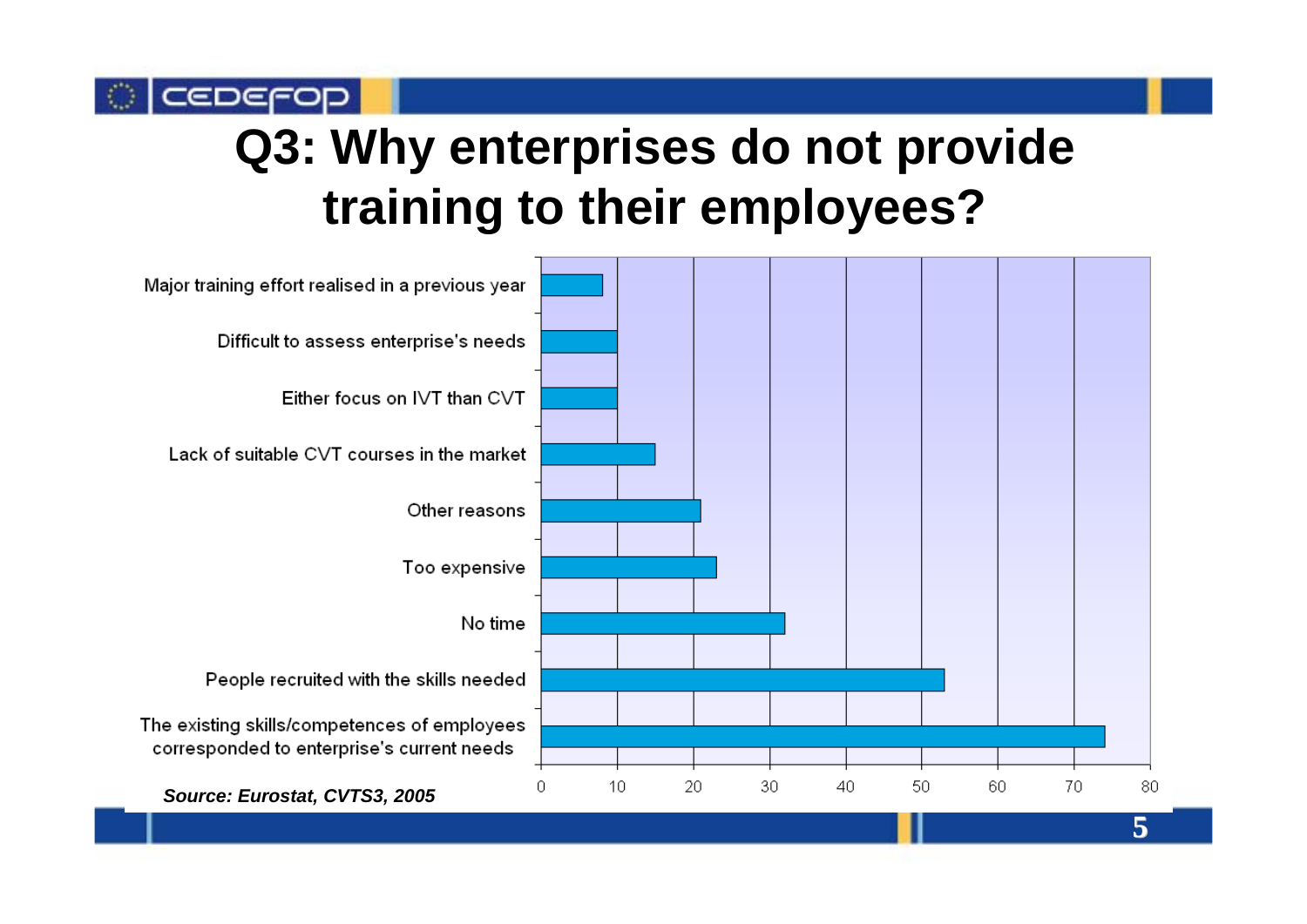# Q3: Why enterprises do not provide training to their employees?

- Major training effort realised in a previous year
- Difficult to assess enterprise's needs
- Either focus on IVT than CVT
- Lack of suitable CVT courses in the market
- Other reasons
- Too expensive
- No time
- People recruited with the skills needed
- The existing skills/competences of employees corresponded to enterprise's current needs

0 10 20 30 40 50 60 70 80

***Source: Eurostat, CVTS3, 2005***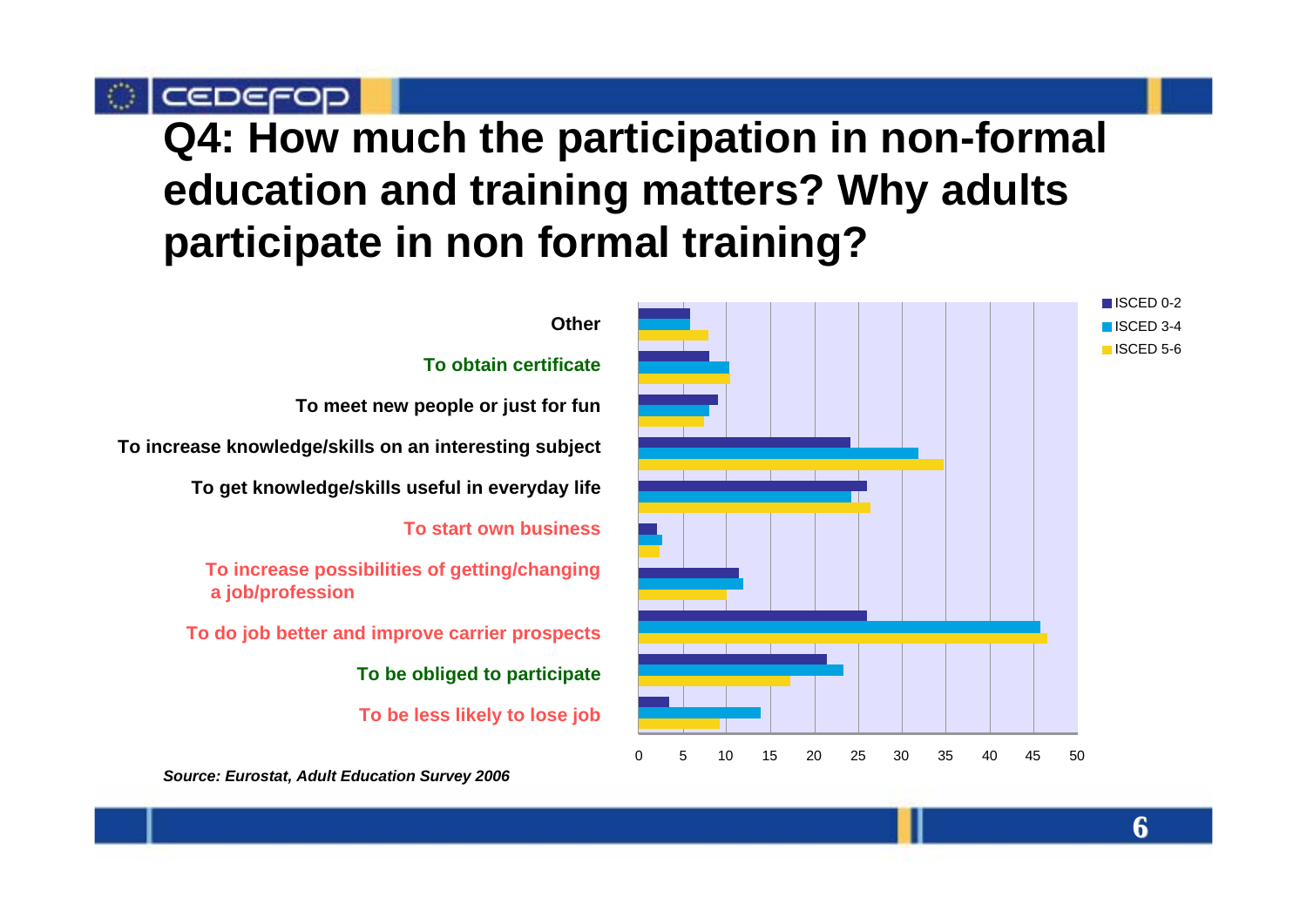# Q4: How much the participation in non-formal education and training matters? Why adults participate in non formal training?

Other

To obtain certificate

To meet new people or just for fun

To increase knowledge/skills on an interesting subject

To get knowledge/skills useful in everyday life

To start own business

To increase possibilities of getting/changing a job/profession

To do job better and improve carrier prospects

To be obliged to participate

To be less likely to lose job

ISCED 0-2
ISCED 3-4
ISCED 5-6

0 5 10 15 20 25 30 35 40 45 50

*Source: Eurostat, Adult Education Survey 2006*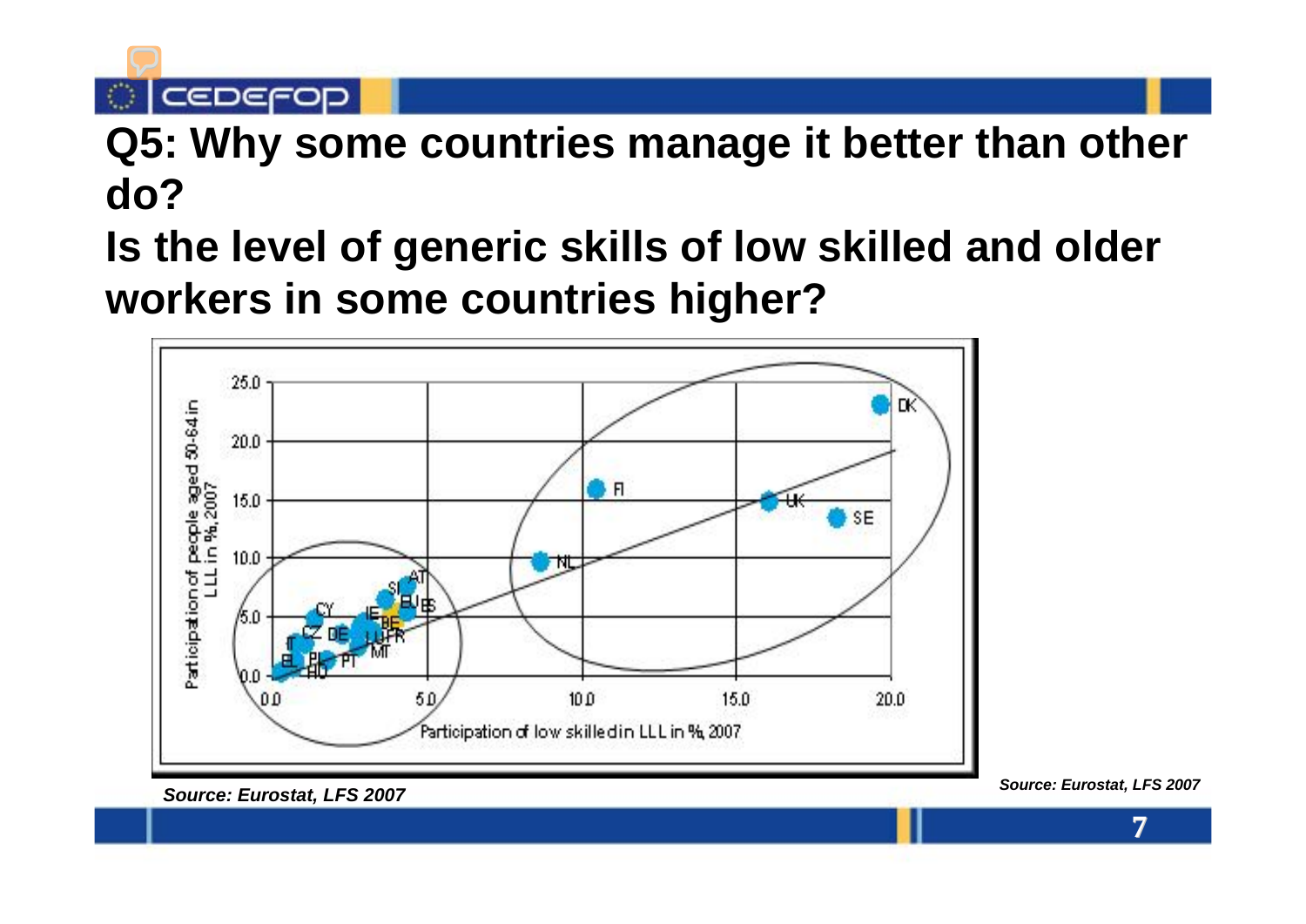# Q5: Why some countries manage it better than other do?

# Is the level of generic skills of low skilled and older workers in some countries higher?

Participation of people aged 50-64 in LLL in %, 2007

Participation of low skilled in LLL in %, 2007

*Source: Eurostat, LFS 2007*

*Source: Eurostat, LFS 2007*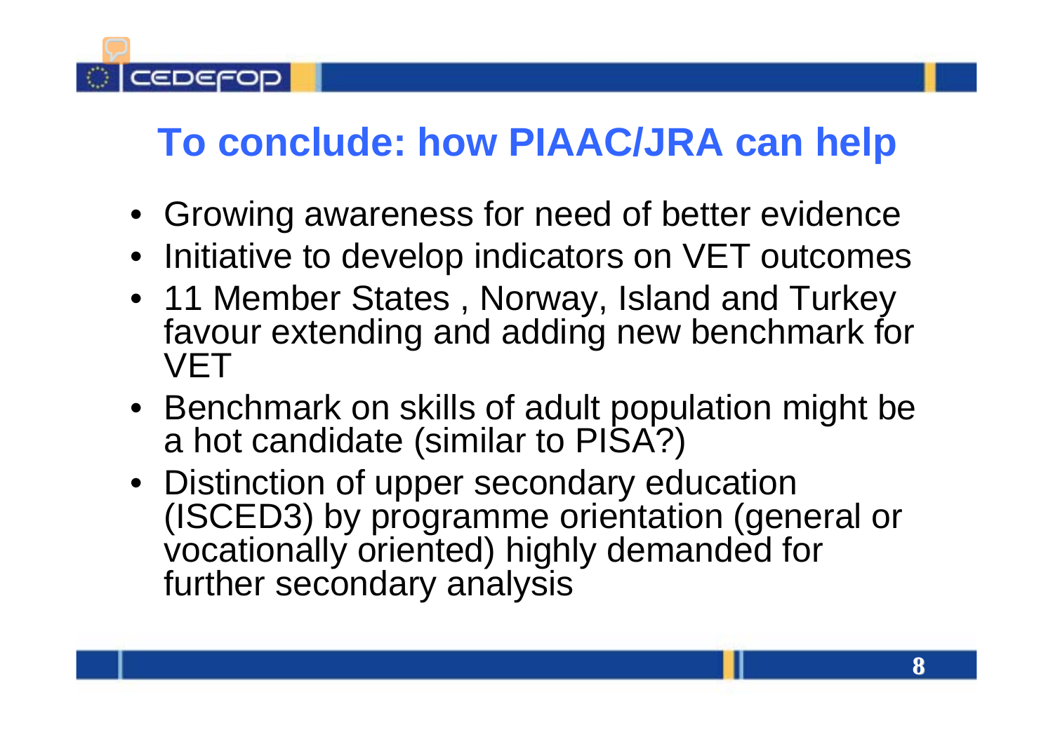# To conclude: how PIAAC/JRA can help

- Growing awareness for need of better evidence
- Initiative to develop indicators on VET outcomes
- 11 Member States , Norway, Island and Turkey favour extending and adding new benchmark for VET
- Benchmark on skills of adult population might be a hot candidate (similar to PISA?)
- Distinction of upper secondary education (ISCED3) by programme orientation (general or vocationally oriented) highly demanded for further secondary analysis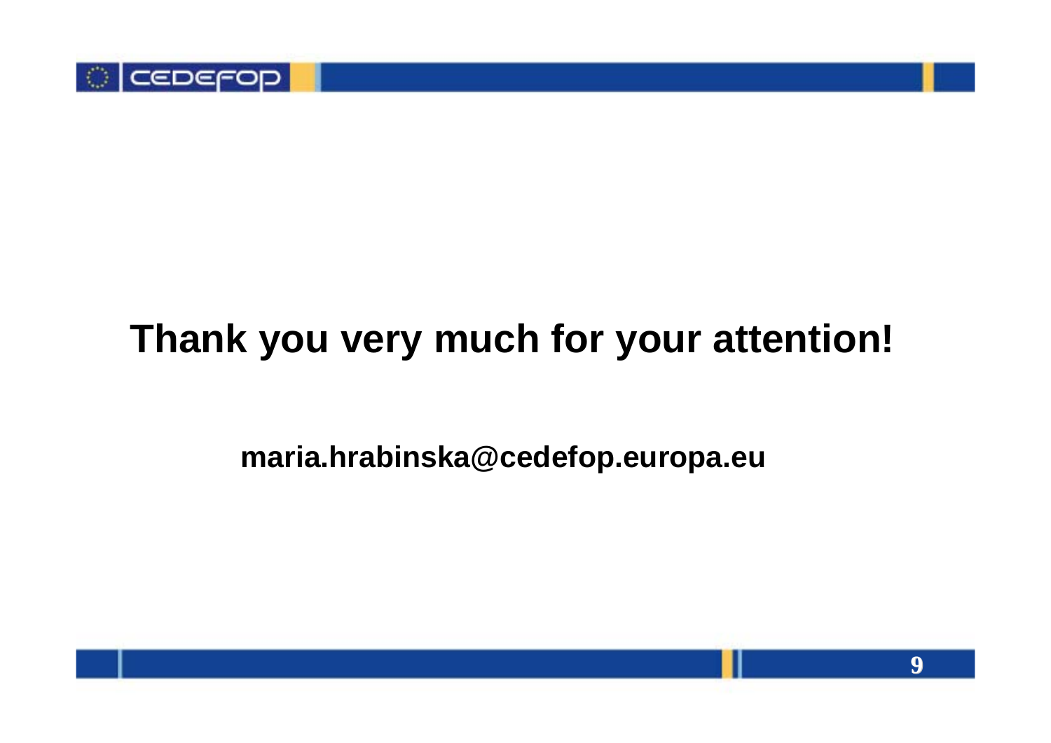# Thank you very much for your attention!

**maria.hrabinska@cedefop.europa.eu**